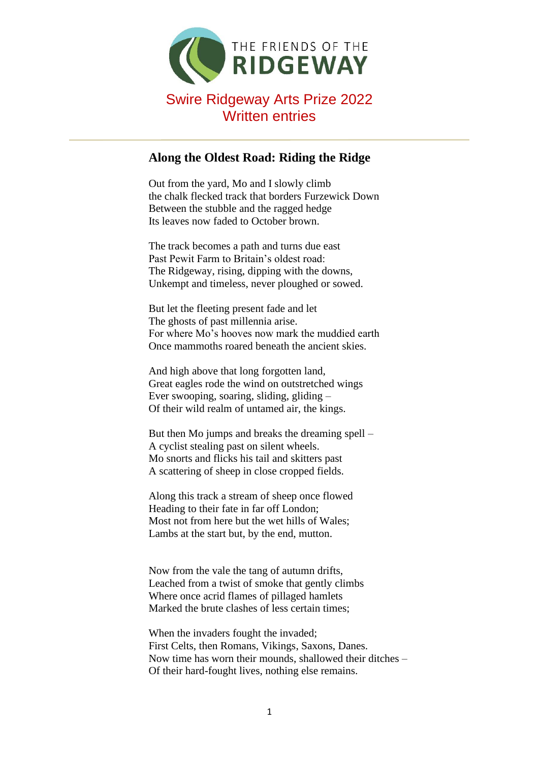THE FRIENDS OF THE **RIDGEWAY**

# Swire Ridgeway Arts Prize 2022
# Written entries

---

## Along the Oldest Road: Riding the Ridge

Out from the yard, Mo and I slowly climb  
the chalk flecked track that borders Furzewick Down  
Between the stubble and the ragged hedge  
Its leaves now faded to October brown.

The track becomes a path and turns due east  
Past Pewit Farm to Britain's oldest road:  
The Ridgeway, rising, dipping with the downs,  
Unkempt and timeless, never ploughed or sowed.

But let the fleeting present fade and let  
The ghosts of past millennia arise.  
For where Mo's hooves now mark the muddied earth  
Once mammoths roared beneath the ancient skies.

And high above that long forgotten land,  
Great eagles rode the wind on outstretched wings  
Ever swooping, soaring, sliding, gliding –  
Of their wild realm of untamed air, the kings.

But then Mo jumps and breaks the dreaming spell –  
A cyclist stealing past on silent wheels.  
Mo snorts and flicks his tail and skitters past  
A scattering of sheep in close cropped fields.

Along this track a stream of sheep once flowed  
Heading to their fate in far off London;  
Most not from here but the wet hills of Wales;  
Lambs at the start but, by the end, mutton.

Now from the vale the tang of autumn drifts,  
Leached from a twist of smoke that gently climbs  
Where once acrid flames of pillaged hamlets  
Marked the brute clashes of less certain times;

When the invaders fought the invaded;  
First Celts, then Romans, Vikings, Saxons, Danes.  
Now time has worn their mounds, shallowed their ditches –  
Of their hard-fought lives, nothing else remains.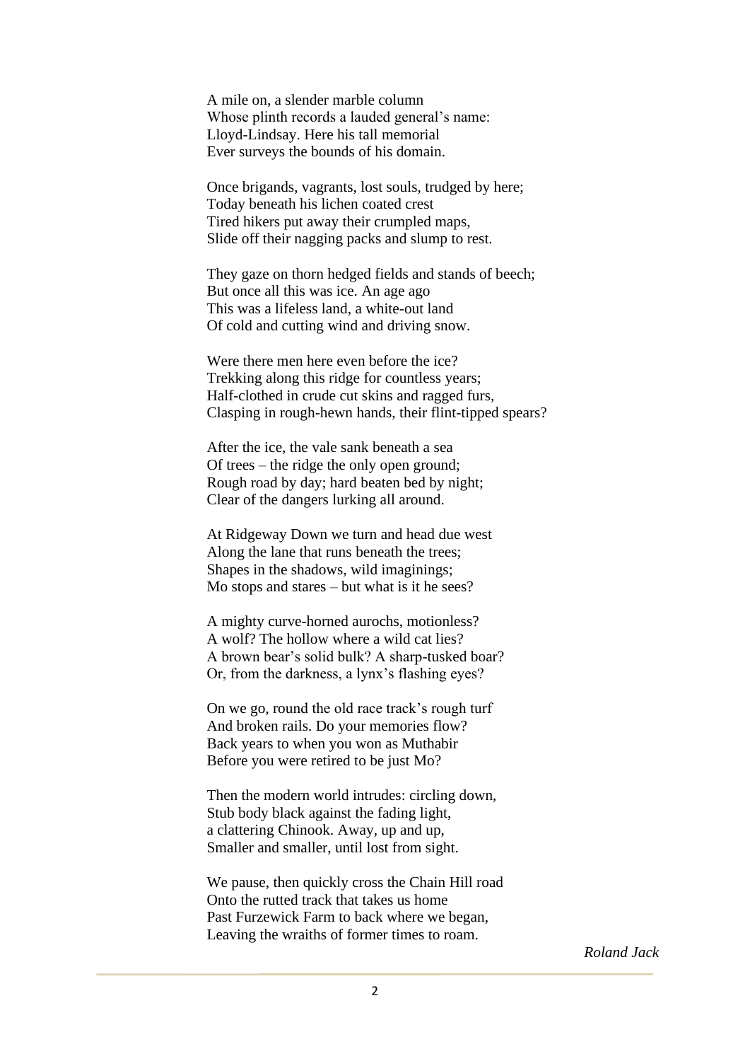A mile on, a slender marble column
Whose plinth records a lauded general's name:
Lloyd-Lindsay. Here his tall memorial
Ever surveys the bounds of his domain.

Once brigands, vagrants, lost souls, trudged by here;
Today beneath his lichen coated crest
Tired hikers put away their crumpled maps,
Slide off their nagging packs and slump to rest.

They gaze on thorn hedged fields and stands of beech;
But once all this was ice. An age ago
This was a lifeless land, a white-out land
Of cold and cutting wind and driving snow.

Were there men here even before the ice?
Trekking along this ridge for countless years;
Half-clothed in crude cut skins and ragged furs,
Clasping in rough-hewn hands, their flint-tipped spears?

After the ice, the vale sank beneath a sea
Of trees – the ridge the only open ground;
Rough road by day; hard beaten bed by night;
Clear of the dangers lurking all around.

At Ridgeway Down we turn and head due west
Along the lane that runs beneath the trees;
Shapes in the shadows, wild imaginings;
Mo stops and stares – but what is it he sees?

A mighty curve-horned aurochs, motionless?
A wolf? The hollow where a wild cat lies?
A brown bear's solid bulk? A sharp-tusked boar?
Or, from the darkness, a lynx's flashing eyes?

On we go, round the old race track's rough turf
And broken rails. Do your memories flow?
Back years to when you won as Muthabir
Before you were retired to be just Mo?

Then the modern world intrudes: circling down,
Stub body black against the fading light,
a clattering Chinook. Away, up and up,
Smaller and smaller, until lost from sight.

We pause, then quickly cross the Chain Hill road
Onto the rutted track that takes us home
Past Furzewick Farm to back where we began,
Leaving the wraiths of former times to roam.

*Roland Jack*